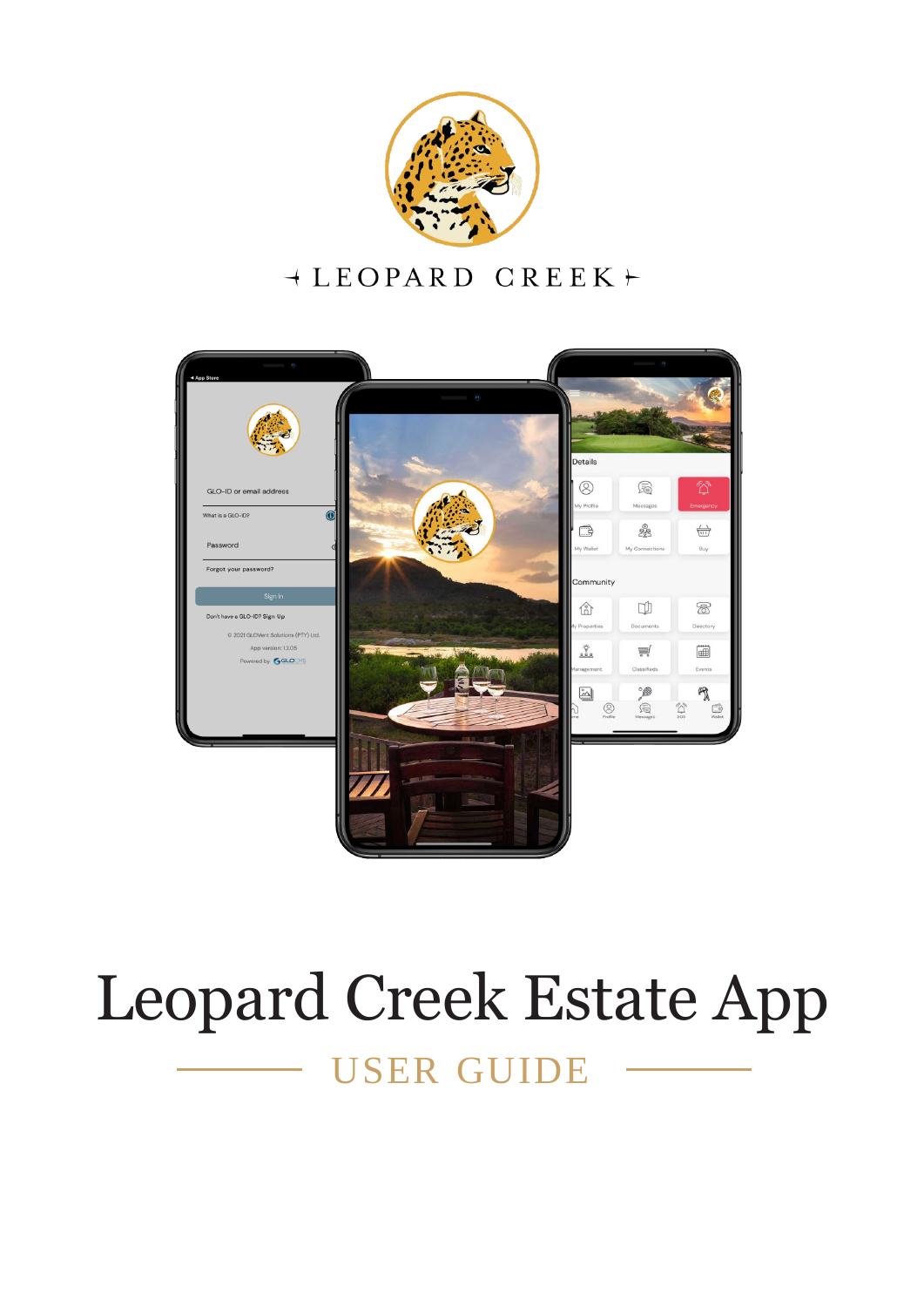LEOPARD CREEK

# Leopard Creek Estate App

## USER GUIDE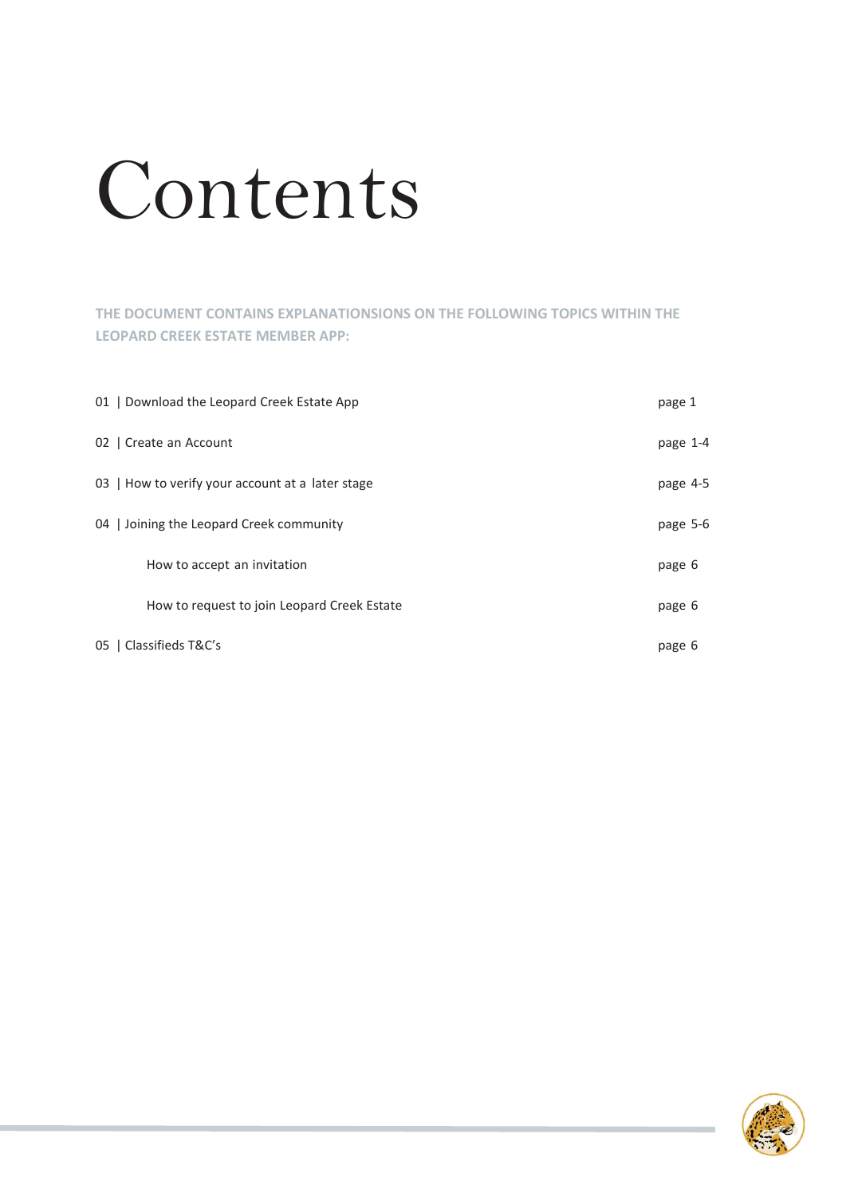# Contents

**THE DOCUMENT CONTAINS EXPLANATIONSIONS ON THE FOLLOWING TOPICS WITHIN THE LEOPARD CREEK ESTATE MEMBER APP:**

| | |
|---|---|
| 01 \| Download the Leopard Creek Estate App | page 1 |
| 02 \| Create an Account | page 1-4 |
| 03 \| How to verify your account at a later stage | page 4-5 |
| 04 \| Joining the Leopard Creek community | page 5-6 |
| How to accept an invitation | page 6 |
| How to request to join Leopard Creek Estate | page 6 |
| 05 \| Classifieds T&C's | page 6 |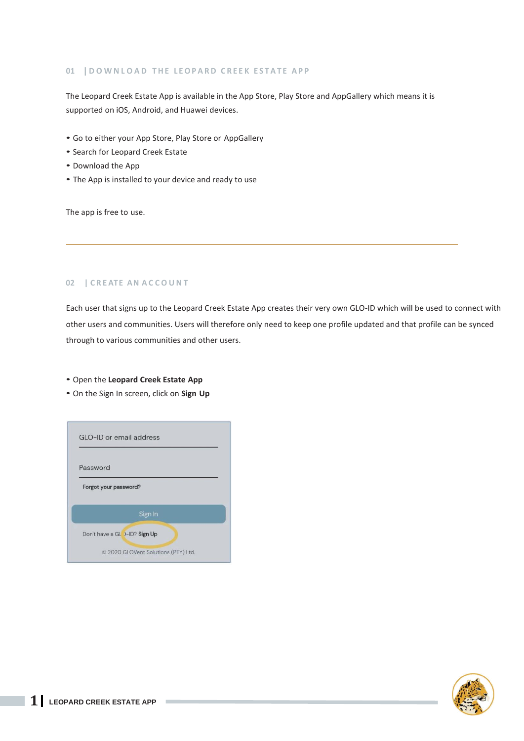## 01 | DOWNLOAD THE LEOPARD CREEK ESTATE APP

The Leopard Creek Estate App is available in the App Store, Play Store and AppGallery which means it is supported on iOS, Android, and Huawei devices.

- Go to either your App Store, Play Store or AppGallery
- Search for Leopard Creek Estate
- Download the App
- The App is installed to your device and ready to use

The app is free to use.

---

## 02 | CREATE AN ACCOUNT

Each user that signs up to the Leopard Creek Estate App creates their very own GLO-ID which will be used to connect with other users and communities. Users will therefore only need to keep one profile updated and that profile can be synced through to various communities and other users.

- Open the **Leopard Creek Estate App**
- On the Sign In screen, click on **Sign Up**

GLO-ID or email address

Password

Forgot your password?

Sign In

Don't have a GLO-ID? **Sign Up**

© 2020 GLOVent Solutions (PTY) Ltd.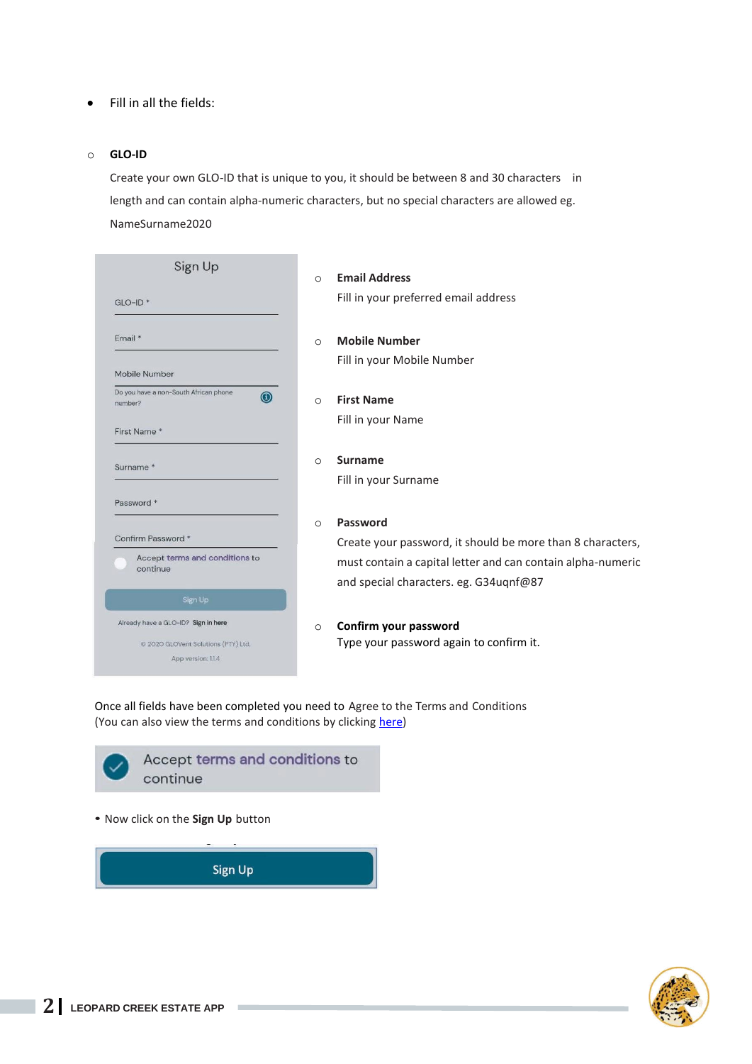- Fill in all the fields:

  - **GLO-ID**

    Create your own GLO-ID that is unique to you, it should be between 8 and 30 characters in length and can contain alpha-numeric characters, but no special characters are allowed eg. NameSurname2020

  - **Email Address**

    Fill in your preferred email address

  - **Mobile Number**

    Fill in your Mobile Number

  - **First Name**

    Fill in your Name

  - **Surname**

    Fill in your Surname

  - **Password**

    Create your password, it should be more than 8 characters, must contain a capital letter and can contain alpha-numeric and special characters. eg. G34uqnf@87

  - **Confirm your password**

    Type your password again to confirm it.

Once all fields have been completed you need to Agree to the Terms and Conditions (You can also view the terms and conditions by clicking here)

- Now click on the **Sign Up** button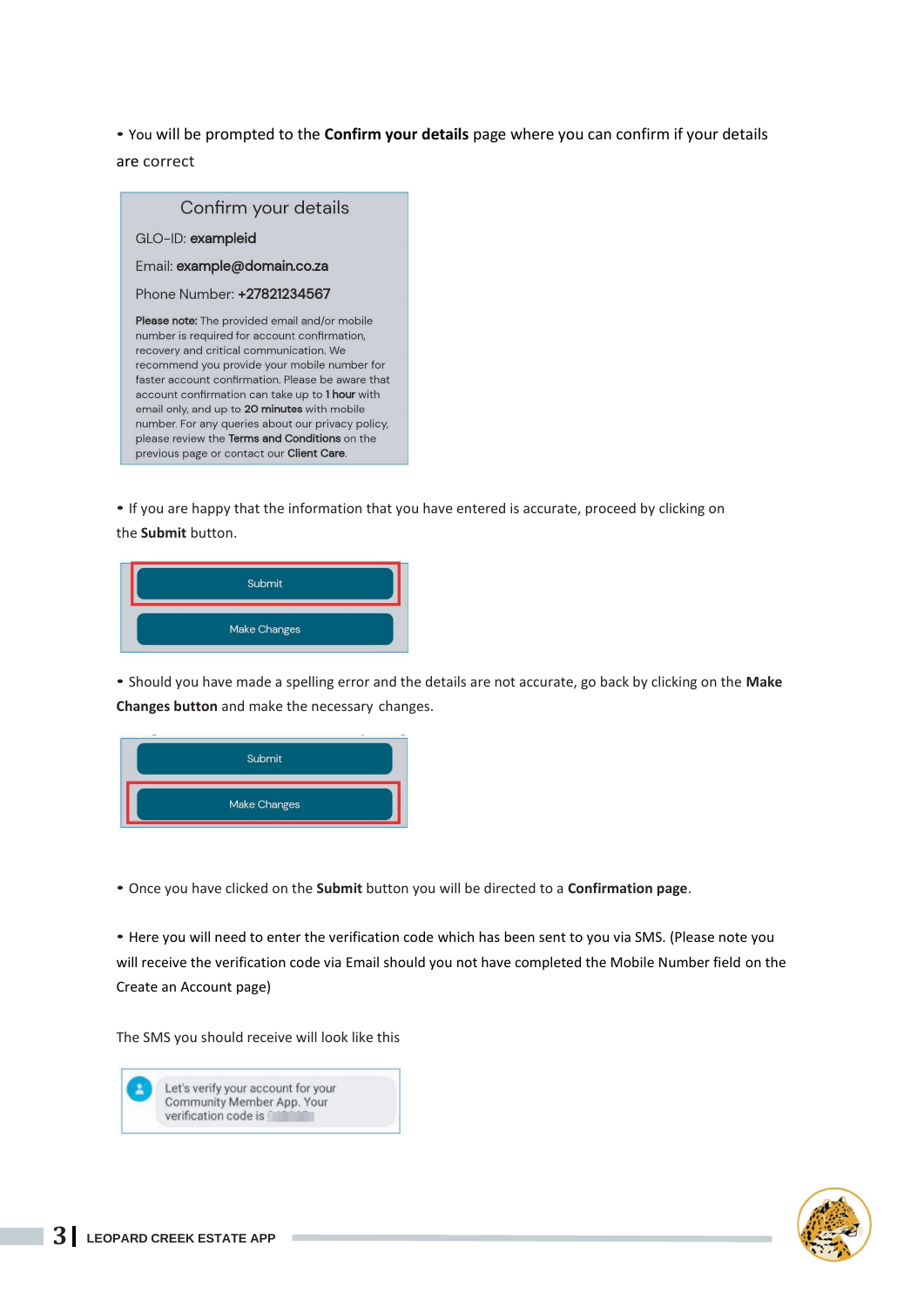- You will be prompted to the **Confirm your details** page where you can confirm if your details are correct

Confirm your details

GLO-ID: **exampleid**

Email: **example@domain.co.za**

Phone Number: **+27821234567**

**Please note:** The provided email and/or mobile number is required for account confirmation, recovery and critical communication. We recommend you provide your mobile number for faster account confirmation. Please be aware that account confirmation can take up to **1 hour** with email only, and up to **20 minutes** with mobile number. For any queries about our privacy policy, please review the **Terms and Conditions** on the previous page or contact our **Client Care**.

- If you are happy that the information that you have entered is accurate, proceed by clicking on the **Submit** button.

Submit

Make Changes

- Should you have made a spelling error and the details are not accurate, go back by clicking on the **Make Changes button** and make the necessary changes.

Submit

Make Changes

- Once you have clicked on the **Submit** button you will be directed to a **Confirmation page**.

- Here you will need to enter the verification code which has been sent to you via SMS. (Please note you will receive the verification code via Email should you not have completed the Mobile Number field on the Create an Account page)

The SMS you should receive will look like this

Let's verify your account for your Community Member App. Your verification code is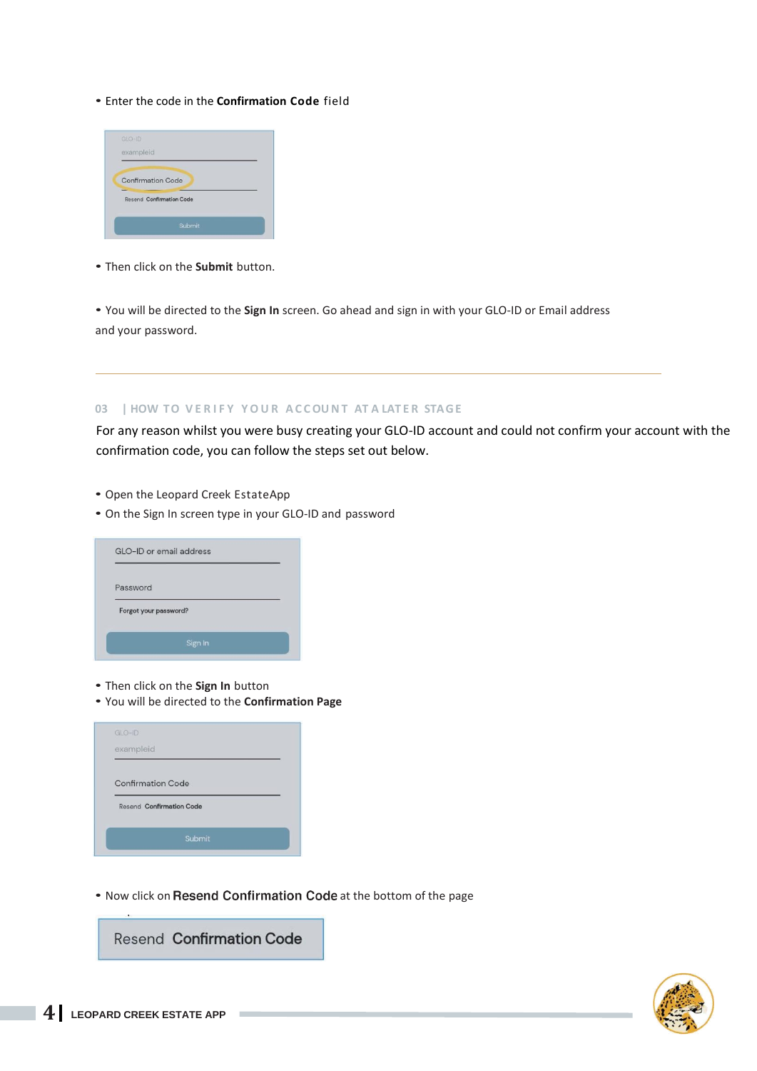- Enter the code in the **Confirmation Code** field

- Then click on the **Submit** button.

- You will be directed to the **Sign In** screen. Go ahead and sign in with your GLO-ID or Email address and your password.

---

## 03 | HOW TO VERIFY YOUR ACCOUNT AT A LATER STAGE

For any reason whilst you were busy creating your GLO-ID account and could not confirm your account with the confirmation code, you can follow the steps set out below.

- Open the Leopard Creek EstateApp
- On the Sign In screen type in your GLO-ID and password

- Then click on the **Sign In** button
- You will be directed to the **Confirmation Page**

- Now click on **Resend Confirmation Code** at the bottom of the page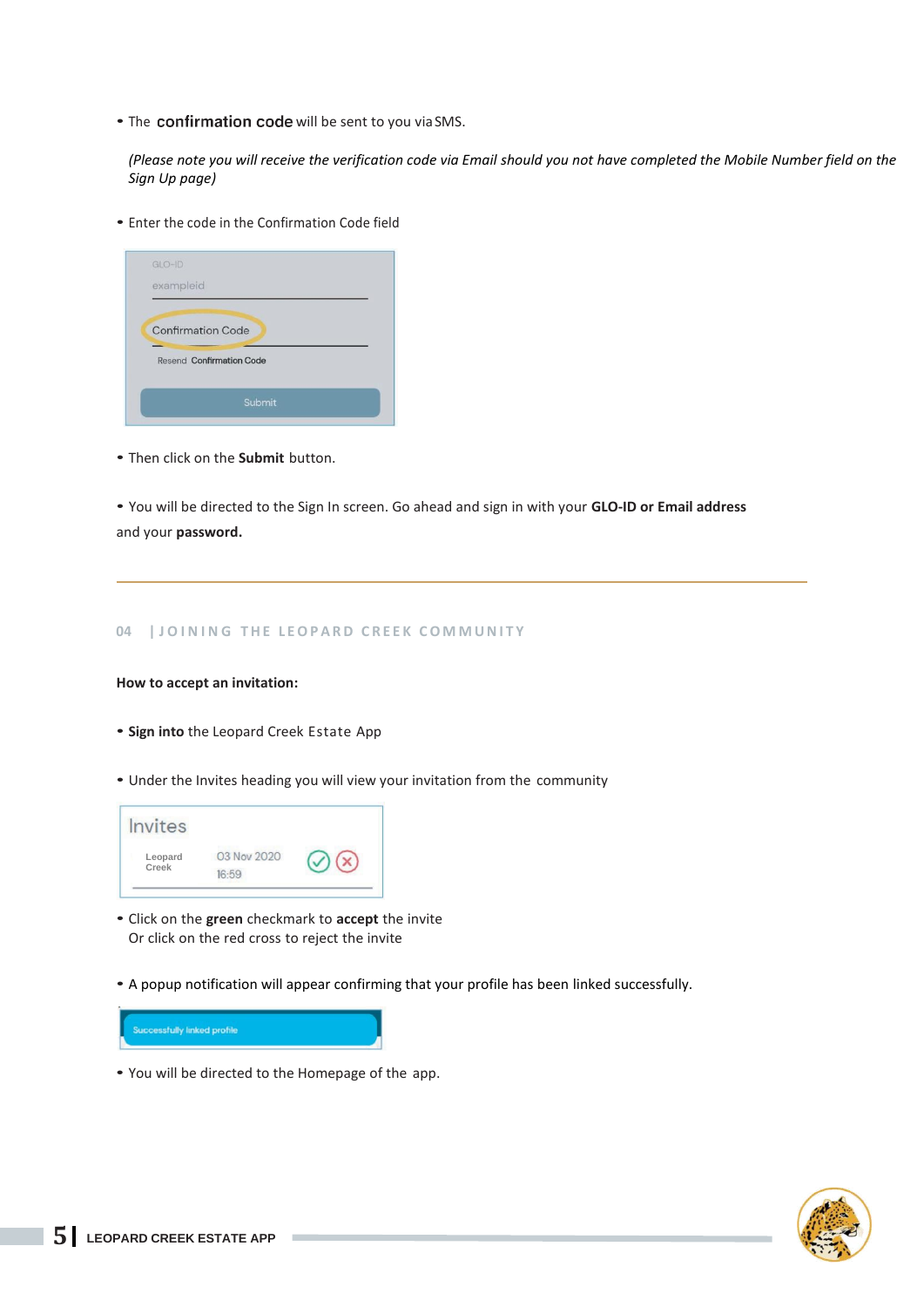- The **confirmation code** will be sent to you via SMS.

  *(Please note you will receive the verification code via Email should you not have completed the Mobile Number field on the Sign Up page)*

- Enter the code in the Confirmation Code field

- Then click on the **Submit** button.

- You will be directed to the Sign In screen. Go ahead and sign in with your **GLO-ID or Email address** and your **password.**

---

## 04 | JOINING THE LEOPARD CREEK COMMUNITY

**How to accept an invitation:**

- **Sign into** the Leopard Creek Estate App

- Under the Invites heading you will view your invitation from the community

- Click on the **green** checkmark to **accept** the invite
  Or click on the red cross to reject the invite

- A popup notification will appear confirming that your profile has been linked successfully.

- You will be directed to the Homepage of the app.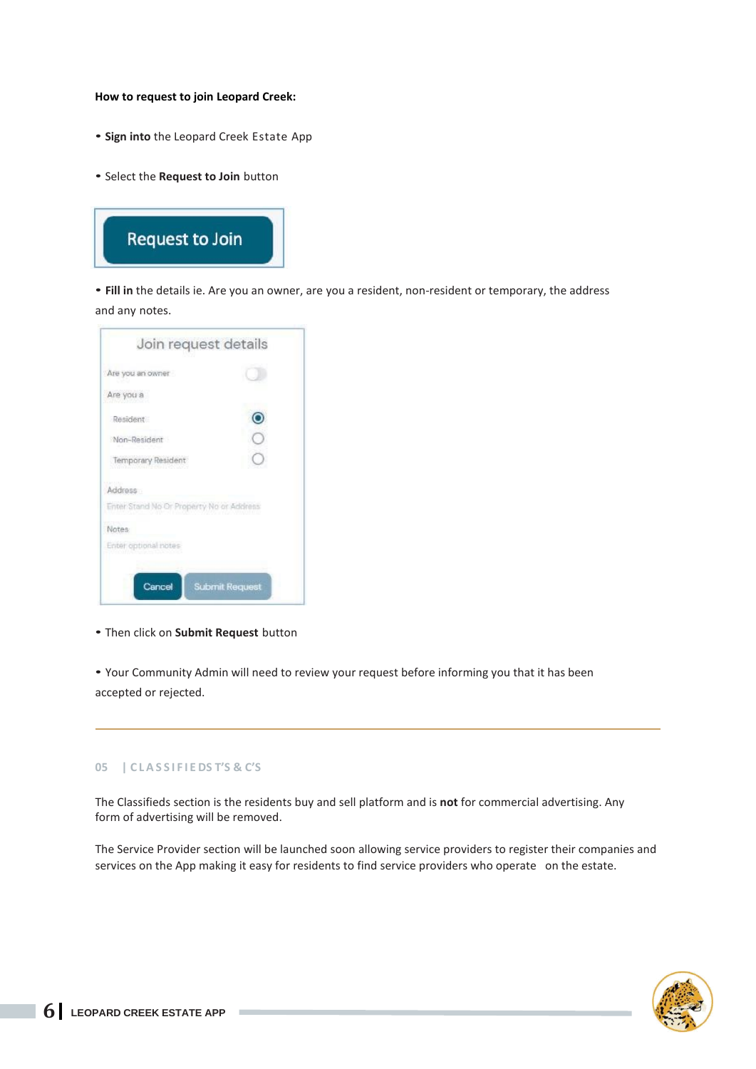**How to request to join Leopard Creek:**

- **Sign into** the Leopard Creek Estate App
- Select the **Request to Join** button

Request to Join

- **Fill in** the details ie. Are you an owner, are you a resident, non-resident or temporary, the address and any notes.

Join request details

Are you an owner

Are you a

Resident

Non-Resident

Temporary Resident

Address

Enter Stand No Or Property No or Address

Notes

Enter optional notes

Cancel Submit Request

- Then click on **Submit Request** button
- Your Community Admin will need to review your request before informing you that it has been accepted or rejected.

## 05 | CLASSIFIEDS T'S & C'S

The Classifieds section is the residents buy and sell platform and is **not** for commercial advertising. Any form of advertising will be removed.

The Service Provider section will be launched soon allowing service providers to register their companies and services on the App making it easy for residents to find service providers who operate on the estate.